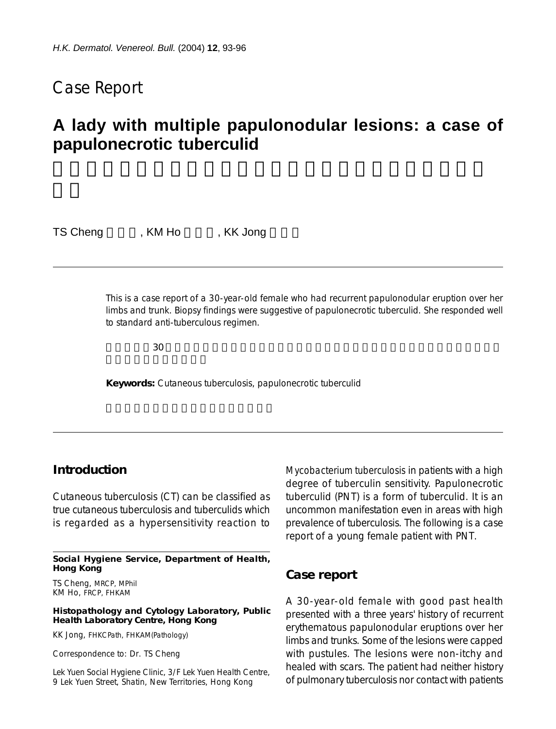## Case Report

# A lady with multiple papulonodular lesions: a case of papulonecrotic tuberculid

TS Cheng, KM Ho, KK Jong

This is a case report of a 30-year-old female who had recurrent papulonodular eruption over her limbs and trunk. Biopsy findings were suggestive of papulonecrotic tuberculid. She responded well to standard anti-tuberculous regimen.

30

**Keywords:** Cutaneous tuberculosis, papulonecrotic tuberculid

## Introduction

Cutaneous tuberculosis (CT) can be classified as true cutaneous tuberculosis and tuberculids which is regarded as a hypersensitivity reaction to *Mycobacterium tuberculosis* in patients with a high degree of tuberculin sensitivity. Papulonecrotic tuberculid (PNT) is a form of tuberculid. It is an uncommon manifestation even in areas with high prevalence of tuberculosis. The following is a case report of a young female patient with PNT.

**Social Hygiene Service, Department of Health, Hong Kong**

TS Cheng, MRCP, MPhil
KM Ho, FRCP, FHKAM

**Histopathology and Cytology Laboratory, Public Health Laboratory Centre, Hong Kong**

KK Jong, FHKCPath, FHKAM(Pathology)

Correspondence to: Dr. TS Cheng

Lek Yuen Social Hygiene Clinic, 3/F Lek Yuen Health Centre, 9 Lek Yuen Street, Shatin, New Territories, Hong Kong

## Case report

A 30-year-old female with good past health presented with a three years' history of recurrent erythematous papulonodular eruptions over her limbs and trunks. Some of the lesions were capped with pustules. The lesions were non-itchy and healed with scars. The patient had neither history of pulmonary tuberculosis nor contact with patients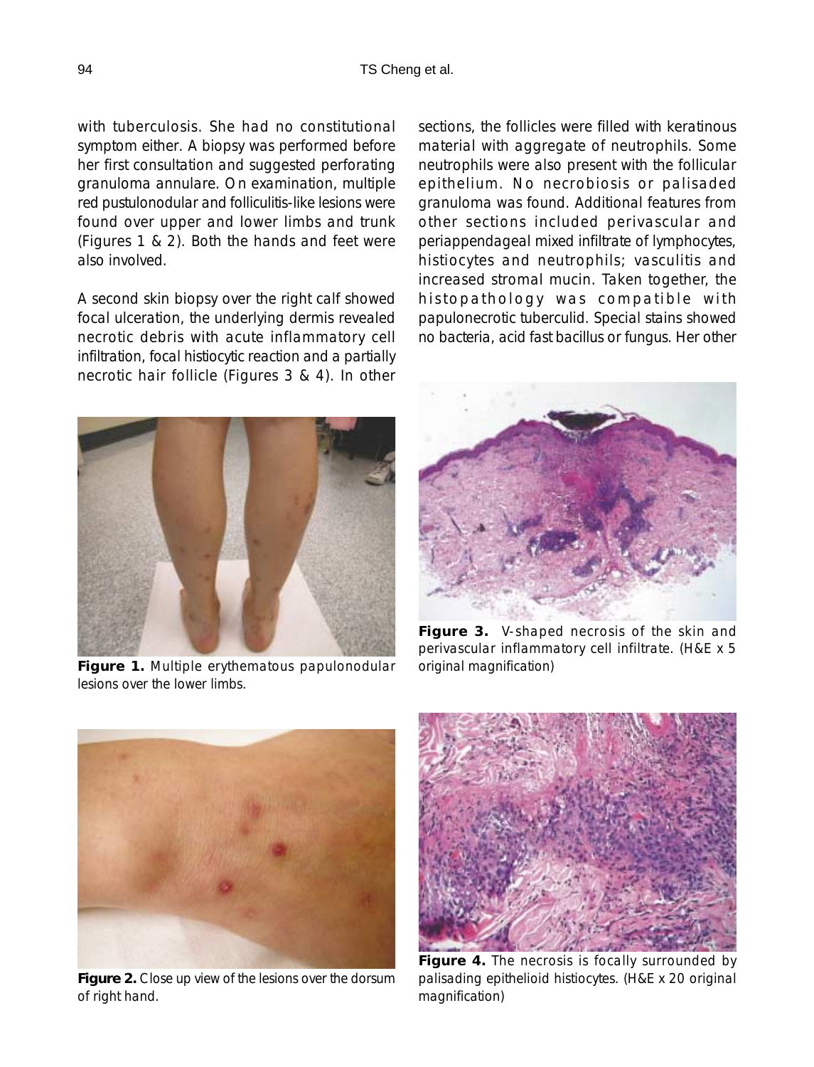with tuberculosis. She had no constitutional symptom either. A biopsy was performed before her first consultation and suggested perforating granuloma annulare. On examination, multiple red pustulonodular and folliculitis-like lesions were found over upper and lower limbs and trunk (Figures 1 & 2). Both the hands and feet were also involved.

A second skin biopsy over the right calf showed focal ulceration, the underlying dermis revealed necrotic debris with acute inflammatory cell infiltration, focal histiocytic reaction and a partially necrotic hair follicle (Figures 3 & 4). In other sections, the follicles were filled with keratinous material with aggregate of neutrophils. Some neutrophils were also present with the follicular epithelium. No necrobiosis or palisaded granuloma was found. Additional features from other sections included perivascular and periappendageal mixed infiltrate of lymphocytes, histiocytes and neutrophils; vasculitis and increased stromal mucin. Taken together, the histopathology was compatible with papulonecrotic tuberculid. Special stains showed no bacteria, acid fast bacillus or fungus. Her other

**Figure 1.** Multiple erythematous papulonodular lesions over the lower limbs.

**Figure 2.** Close up view of the lesions over the dorsum of right hand.

**Figure 3.** V-shaped necrosis of the skin and perivascular inflammatory cell infiltrate. (H&E x 5 original magnification)

**Figure 4.** The necrosis is focally surrounded by palisading epithelioid histiocytes. (H&E x 20 original magnification)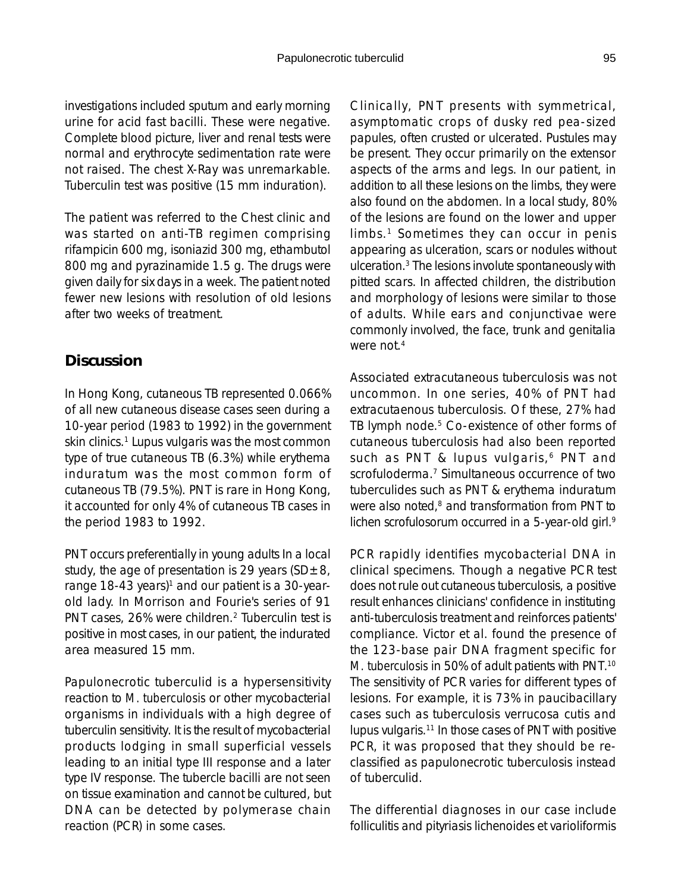investigations included sputum and early morning urine for acid fast bacilli. These were negative. Complete blood picture, liver and renal tests were normal and erythrocyte sedimentation rate were not raised. The chest X-Ray was unremarkable. Tuberculin test was positive (15 mm induration).

The patient was referred to the Chest clinic and was started on anti-TB regimen comprising rifampicin 600 mg, isoniazid 300 mg, ethambutol 800 mg and pyrazinamide 1.5 g. The drugs were given daily for six days in a week. The patient noted fewer new lesions with resolution of old lesions after two weeks of treatment.

## Discussion

In Hong Kong, cutaneous TB represented 0.066% of all new cutaneous disease cases seen during a 10-year period (1983 to 1992) in the government skin clinics.[1] Lupus vulgaris was the most common type of true cutaneous TB (6.3%) while erythema induratum was the most common form of cutaneous TB (79.5%). PNT is rare in Hong Kong, it accounted for only 4% of cutaneous TB cases in the period 1983 to 1992.

PNT occurs preferentially in young adults In a local study, the age of presentation is 29 years (SD±8, range 18-43 years)[1] and our patient is a 30-year-old lady. In Morrison and Fourie's series of 91 PNT cases, 26% were children.[2] Tuberculin test is positive in most cases, in our patient, the indurated area measured 15 mm.

Papulonecrotic tuberculid is a hypersensitivity reaction to *M. tuberculosis* or other mycobacterial organisms in individuals with a high degree of tuberculin sensitivity. It is the result of mycobacterial products lodging in small superficial vessels leading to an initial type III response and a later type IV response. The tubercle bacilli are not seen on tissue examination and cannot be cultured, but DNA can be detected by polymerase chain reaction (PCR) in some cases.

Clinically, PNT presents with symmetrical, asymptomatic crops of dusky red pea-sized papules, often crusted or ulcerated. Pustules may be present. They occur primarily on the extensor aspects of the arms and legs. In our patient, in addition to all these lesions on the limbs, they were also found on the abdomen. In a local study, 80% of the lesions are found on the lower and upper limbs.[1] Sometimes they can occur in penis appearing as ulceration, scars or nodules without ulceration.[3] The lesions involute spontaneously with pitted scars. In affected children, the distribution and morphology of lesions were similar to those of adults. While ears and conjunctivae were commonly involved, the face, trunk and genitalia were not.[4]

Associated extracutaneous tuberculosis was not uncommon. In one series, 40% of PNT had extracutaenous tuberculosis. Of these, 27% had TB lymph node.[5] Co-existence of other forms of cutaneous tuberculosis had also been reported such as PNT & lupus vulgaris,[6] PNT and scrofuloderma.[7] Simultaneous occurrence of two tuberculides such as PNT & erythema induratum were also noted,[8] and transformation from PNT to lichen scrofulosorum occurred in a 5-year-old girl.[9]

PCR rapidly identifies mycobacterial DNA in clinical specimens. Though a negative PCR test does not rule out cutaneous tuberculosis, a positive result enhances clinicians' confidence in instituting anti-tuberculosis treatment and reinforces patients' compliance. Victor et al. found the presence of the 123-base pair DNA fragment specific for *M. tuberculosis* in 50% of adult patients with PNT.[10] The sensitivity of PCR varies for different types of lesions. For example, it is 73% in paucibacillary cases such as tuberculosis verrucosa cutis and lupus vulgaris.[11] In those cases of PNT with positive PCR, it was proposed that they should be re-classified as papulonecrotic tuberculosis instead of tuberculid.

The differential diagnoses in our case include folliculitis and pityriasis lichenoides et varioliformis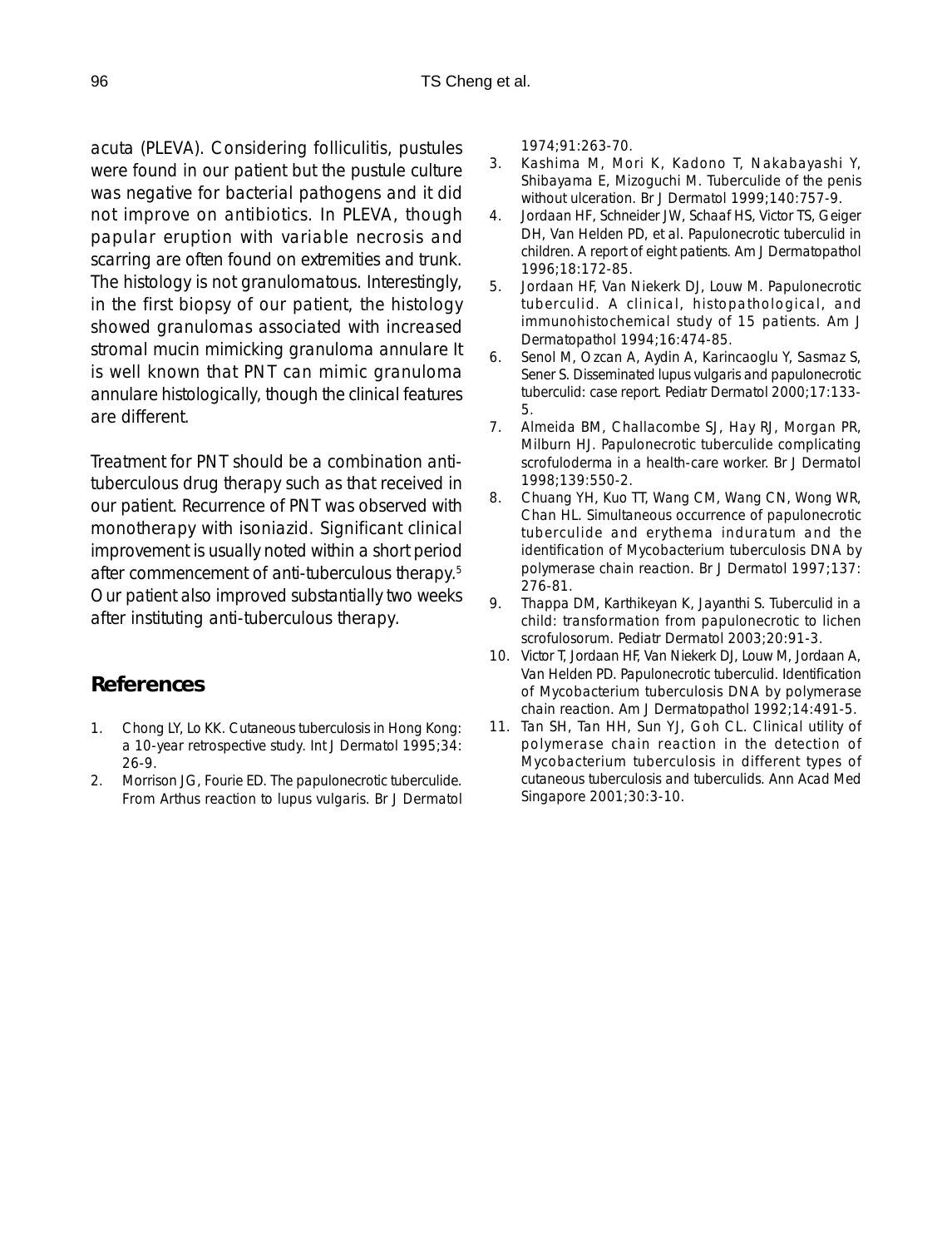acuta (PLEVA). Considering folliculitis, pustules were found in our patient but the pustule culture was negative for bacterial pathogens and it did not improve on antibiotics. In PLEVA, though papular eruption with variable necrosis and scarring are often found on extremities and trunk. The histology is not granulomatous. Interestingly, in the first biopsy of our patient, the histology showed granulomas associated with increased stromal mucin mimicking granuloma annulare It is well known that PNT can mimic granuloma annulare histologically, though the clinical features are different.

Treatment for PNT should be a combination anti-tuberculous drug therapy such as that received in our patient. Recurrence of PNT was observed with monotherapy with isoniazid. Significant clinical improvement is usually noted within a short period after commencement of anti-tuberculous therapy.[5] Our patient also improved substantially two weeks after instituting anti-tuberculous therapy.

## References

1. Chong LY, Lo KK. Cutaneous tuberculosis in Hong Kong: a 10-year retrospective study. Int J Dermatol 1995;34: 26-9.
2. Morrison JG, Fourie ED. The papulonecrotic tuberculide. From Arthus reaction to lupus vulgaris. Br J Dermatol 1974;91:263-70.
3. Kashima M, Mori K, Kadono T, Nakabayashi Y, Shibayama E, Mizoguchi M. Tuberculide of the penis without ulceration. Br J Dermatol 1999;140:757-9.
4. Jordaan HF, Schneider JW, Schaaf HS, Victor TS, Geiger DH, Van Helden PD, et al. Papulonecrotic tuberculid in children. A report of eight patients. Am J Dermatopathol 1996;18:172-85.
5. Jordaan HF, Van Niekerk DJ, Louw M. Papulonecrotic tuberculid. A clinical, histopathological, and immunohistochemical study of 15 patients. Am J Dermatopathol 1994;16:474-85.
6. Senol M, Ozcan A, Aydin A, Karincaoglu Y, Sasmaz S, Sener S. Disseminated lupus vulgaris and papulonecrotic tuberculid: case report. Pediatr Dermatol 2000;17:133-5.
7. Almeida BM, Challacombe SJ, Hay RJ, Morgan PR, Milburn HJ. Papulonecrotic tuberculide complicating scrofuloderma in a health-care worker. Br J Dermatol 1998;139:550-2.
8. Chuang YH, Kuo TT, Wang CM, Wang CN, Wong WR, Chan HL. Simultaneous occurrence of papulonecrotic tuberculide and erythema induratum and the identification of Mycobacterium tuberculosis DNA by polymerase chain reaction. Br J Dermatol 1997;137: 276-81.
9. Thappa DM, Karthikeyan K, Jayanthi S. Tuberculid in a child: transformation from papulonecrotic to lichen scrofulosorum. Pediatr Dermatol 2003;20:91-3.
10. Victor T, Jordaan HF, Van Niekerk DJ, Louw M, Jordaan A, Van Helden PD. Papulonecrotic tuberculid. Identification of Mycobacterium tuberculosis DNA by polymerase chain reaction. Am J Dermatopathol 1992;14:491-5.
11. Tan SH, Tan HH, Sun YJ, Goh CL. Clinical utility of polymerase chain reaction in the detection of Mycobacterium tuberculosis in different types of cutaneous tuberculosis and tuberculids. Ann Acad Med Singapore 2001;30:3-10.